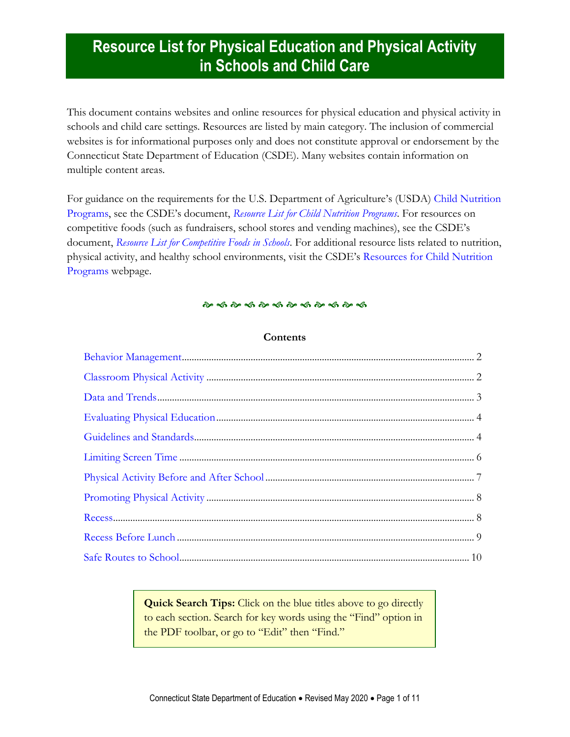# Resource List for Physical Education and Physical Activity in Schools and Child Care

This document contains websites and online resources for physical education and physical activity in schools and child care settings. Resources are listed by main category. The inclusion of commercial websites is for informational purposes only and does not constitute approval or endorsement by the Connecticut State Department of Education (CSDE). Many websites contain information on multiple content areas.

For guidance on the requirements for the U.S. Department of Agriculture's (USDA) Child Nutrition Programs, see the CSDE's document, *Resource List for Child Nutrition Programs*. For resources on competitive foods (such as fundraisers, school stores and vending machines), see the CSDE's document, *Resource List for Competitive Foods in Schools*. For additional resource lists related to nutrition, physical activity, and healthy school environments, visit the CSDE's Resources for Child Nutrition Programs webpage.

**Contents**

- Behavior Management ........ 2
- Classroom Physical Activity ........ 2
- Data and Trends ........ 3
- Evaluating Physical Education ........ 4
- Guidelines and Standards ........ 4
- Limiting Screen Time ........ 6
- Physical Activity Before and After School ........ 7
- Promoting Physical Activity ........ 8
- Recess ........ 8
- Recess Before Lunch ........ 9
- Safe Routes to School ........ 10

**Quick Search Tips:** Click on the blue titles above to go directly to each section. Search for key words using the "Find" option in the PDF toolbar, or go to "Edit" then "Find."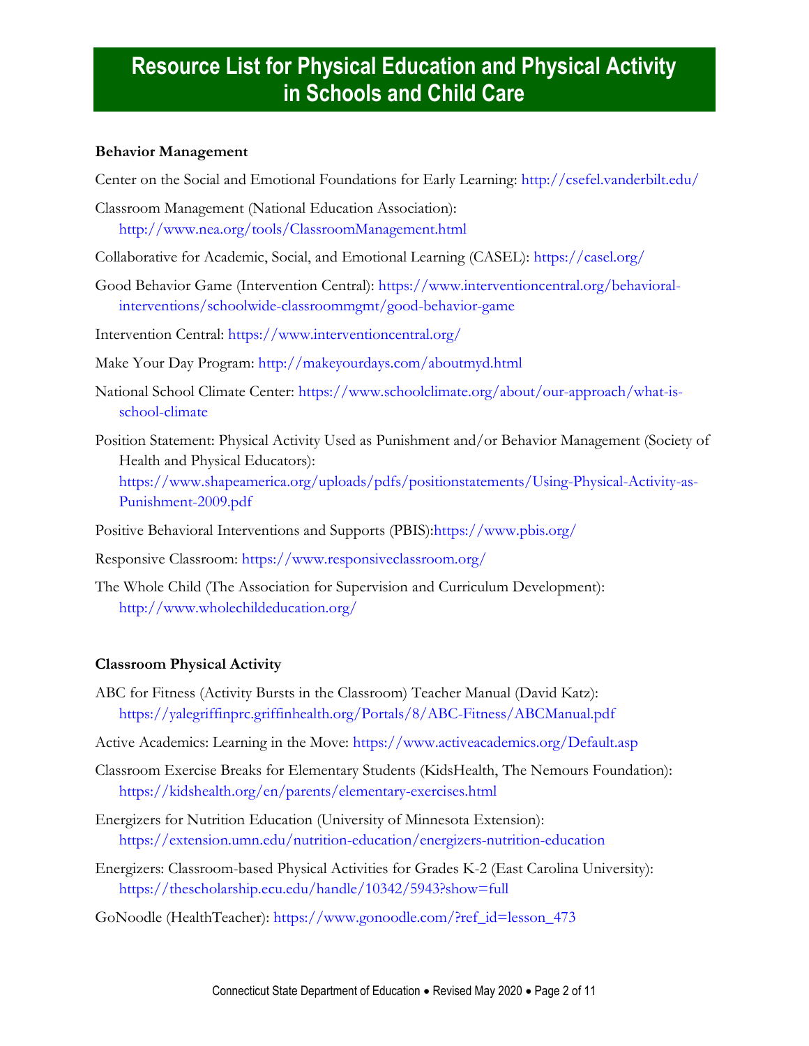# Resource List for Physical Education and Physical Activity in Schools and Child Care

**Behavior Management**

Center on the Social and Emotional Foundations for Early Learning: http://csefel.vanderbilt.edu/

Classroom Management (National Education Association): http://www.nea.org/tools/ClassroomManagement.html

Collaborative for Academic, Social, and Emotional Learning (CASEL): https://casel.org/

Good Behavior Game (Intervention Central): https://www.interventioncentral.org/behavioral-interventions/schoolwide-classroommgmt/good-behavior-game

Intervention Central: https://www.interventioncentral.org/

Make Your Day Program: http://makeyourdays.com/aboutmyd.html

National School Climate Center: https://www.schoolclimate.org/about/our-approach/what-is-school-climate

Position Statement: Physical Activity Used as Punishment and/or Behavior Management (Society of Health and Physical Educators): https://www.shapeamerica.org/uploads/pdfs/positionstatements/Using-Physical-Activity-as-Punishment-2009.pdf

Positive Behavioral Interventions and Supports (PBIS):https://www.pbis.org/

Responsive Classroom: https://www.responsiveclassroom.org/

The Whole Child (The Association for Supervision and Curriculum Development): http://www.wholechildeducation.org/

**Classroom Physical Activity**

ABC for Fitness (Activity Bursts in the Classroom) Teacher Manual (David Katz): https://yalegriffinprc.griffinhealth.org/Portals/8/ABC-Fitness/ABCManual.pdf

Active Academics: Learning in the Move: https://www.activeacademics.org/Default.asp

Classroom Exercise Breaks for Elementary Students (KidsHealth, The Nemours Foundation): https://kidshealth.org/en/parents/elementary-exercises.html

Energizers for Nutrition Education (University of Minnesota Extension): https://extension.umn.edu/nutrition-education/energizers-nutrition-education

Energizers: Classroom-based Physical Activities for Grades K-2 (East Carolina University): https://thescholarship.ecu.edu/handle/10342/5943?show=full

GoNoodle (HealthTeacher): https://www.gonoodle.com/?ref_id=lesson_473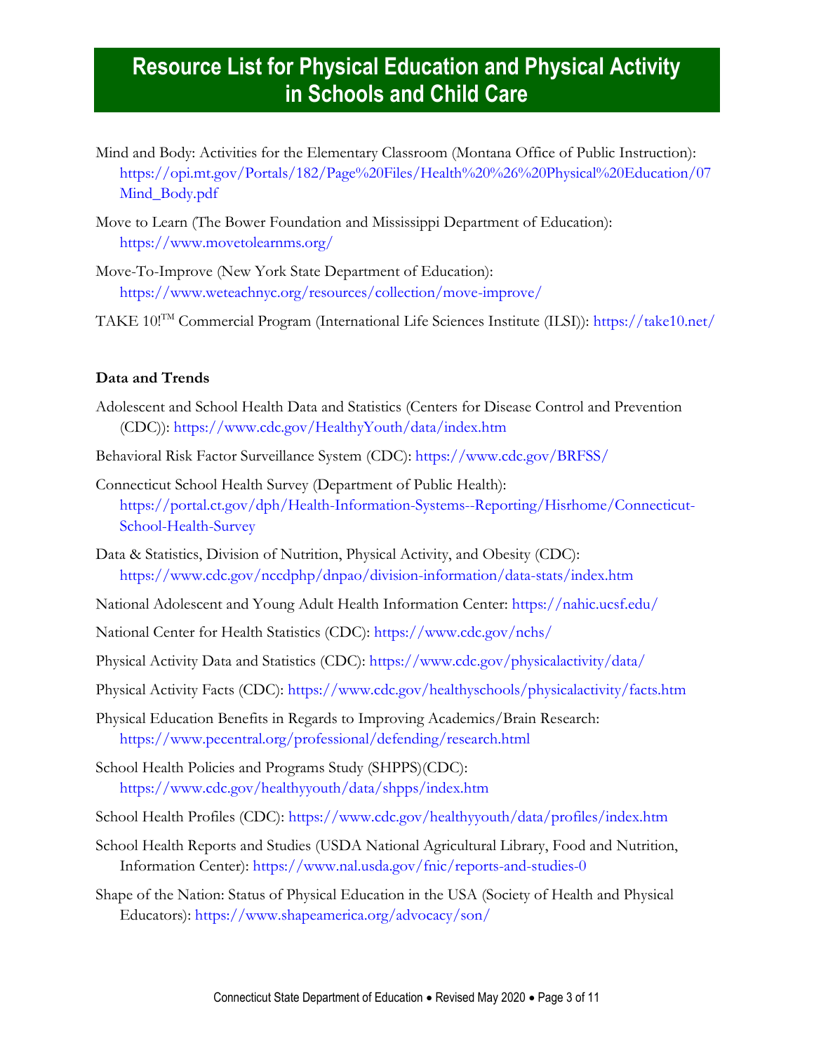# Resource List for Physical Education and Physical Activity in Schools and Child Care

Mind and Body: Activities for the Elementary Classroom (Montana Office of Public Instruction): https://opi.mt.gov/Portals/182/Page%20Files/Health%20%26%20Physical%20Education/07Mind_Body.pdf

Move to Learn (The Bower Foundation and Mississippi Department of Education): https://www.movetolearnms.org/

Move-To-Improve (New York State Department of Education): https://www.weteachnyc.org/resources/collection/move-improve/

TAKE 10!™ Commercial Program (International Life Sciences Institute (ILSI)): https://take10.net/

**Data and Trends**

Adolescent and School Health Data and Statistics (Centers for Disease Control and Prevention (CDC)): https://www.cdc.gov/HealthyYouth/data/index.htm

Behavioral Risk Factor Surveillance System (CDC): https://www.cdc.gov/BRFSS/

Connecticut School Health Survey (Department of Public Health): https://portal.ct.gov/dph/Health-Information-Systems--Reporting/Hisrhome/Connecticut-School-Health-Survey

Data & Statistics, Division of Nutrition, Physical Activity, and Obesity (CDC): https://www.cdc.gov/nccdphp/dnpao/division-information/data-stats/index.htm

National Adolescent and Young Adult Health Information Center: https://nahic.ucsf.edu/

National Center for Health Statistics (CDC): https://www.cdc.gov/nchs/

Physical Activity Data and Statistics (CDC): https://www.cdc.gov/physicalactivity/data/

Physical Activity Facts (CDC): https://www.cdc.gov/healthyschools/physicalactivity/facts.htm

Physical Education Benefits in Regards to Improving Academics/Brain Research: https://www.pecentral.org/professional/defending/research.html

School Health Policies and Programs Study (SHPPS)(CDC): https://www.cdc.gov/healthyyouth/data/shpps/index.htm

School Health Profiles (CDC): https://www.cdc.gov/healthyyouth/data/profiles/index.htm

School Health Reports and Studies (USDA National Agricultural Library, Food and Nutrition, Information Center): https://www.nal.usda.gov/fnic/reports-and-studies-0

Shape of the Nation: Status of Physical Education in the USA (Society of Health and Physical Educators): https://www.shapeamerica.org/advocacy/son/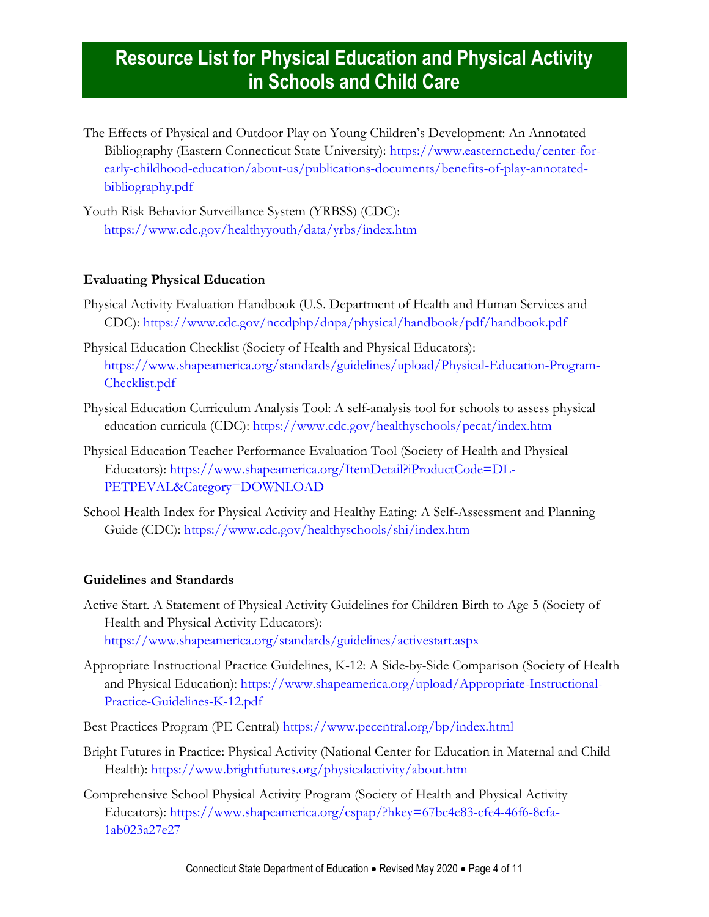# Resource List for Physical Education and Physical Activity in Schools and Child Care

The Effects of Physical and Outdoor Play on Young Children's Development: An Annotated Bibliography (Eastern Connecticut State University): https://www.easternct.edu/center-for-early-childhood-education/about-us/publications-documents/benefits-of-play-annotated-bibliography.pdf

Youth Risk Behavior Surveillance System (YRBSS) (CDC): https://www.cdc.gov/healthyyouth/data/yrbs/index.htm

**Evaluating Physical Education**

Physical Activity Evaluation Handbook (U.S. Department of Health and Human Services and CDC): https://www.cdc.gov/nccdphp/dnpa/physical/handbook/pdf/handbook.pdf

Physical Education Checklist (Society of Health and Physical Educators): https://www.shapeamerica.org/standards/guidelines/upload/Physical-Education-Program-Checklist.pdf

Physical Education Curriculum Analysis Tool: A self-analysis tool for schools to assess physical education curricula (CDC): https://www.cdc.gov/healthyschools/pecat/index.htm

Physical Education Teacher Performance Evaluation Tool (Society of Health and Physical Educators): https://www.shapeamerica.org/ItemDetail?iProductCode=DL-PETPEVAL&Category=DOWNLOAD

School Health Index for Physical Activity and Healthy Eating: A Self-Assessment and Planning Guide (CDC): https://www.cdc.gov/healthyschools/shi/index.htm

**Guidelines and Standards**

Active Start. A Statement of Physical Activity Guidelines for Children Birth to Age 5 (Society of Health and Physical Activity Educators): https://www.shapeamerica.org/standards/guidelines/activestart.aspx

Appropriate Instructional Practice Guidelines, K-12: A Side-by-Side Comparison (Society of Health and Physical Education): https://www.shapeamerica.org/upload/Appropriate-Instructional-Practice-Guidelines-K-12.pdf

Best Practices Program (PE Central) https://www.pecentral.org/bp/index.html

Bright Futures in Practice: Physical Activity (National Center for Education in Maternal and Child Health): https://www.brightfutures.org/physicalactivity/about.htm

Comprehensive School Physical Activity Program (Society of Health and Physical Activity Educators): https://www.shapeamerica.org/cspap/?hkey=67bc4e83-cfe4-46f6-8efa-1ab023a27e27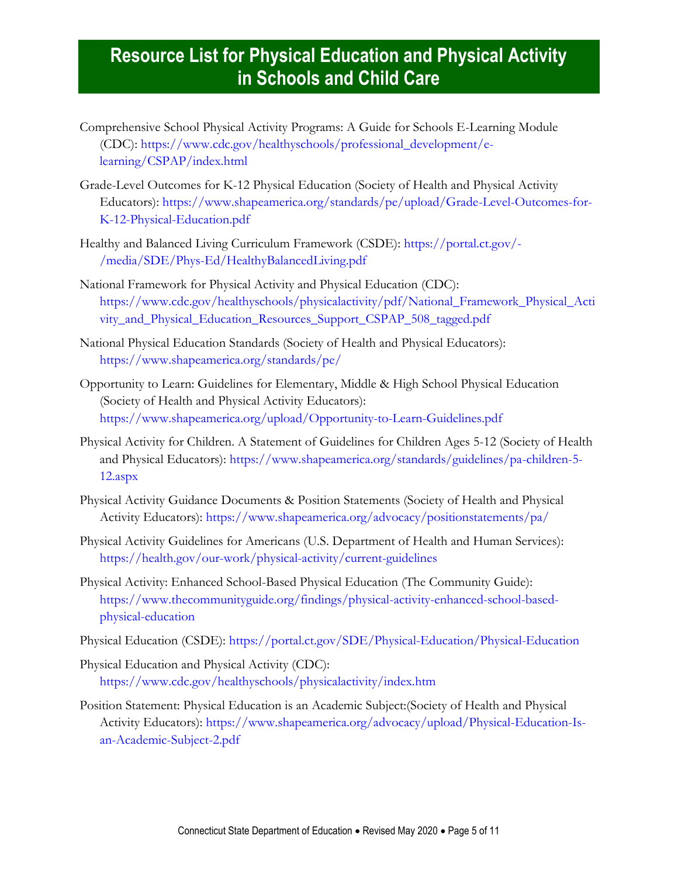# Resource List for Physical Education and Physical Activity in Schools and Child Care

Comprehensive School Physical Activity Programs: A Guide for Schools E-Learning Module (CDC): https://www.cdc.gov/healthyschools/professional_development/e-learning/CSPAP/index.html

Grade-Level Outcomes for K-12 Physical Education (Society of Health and Physical Activity Educators): https://www.shapeamerica.org/standards/pe/upload/Grade-Level-Outcomes-for-K-12-Physical-Education.pdf

Healthy and Balanced Living Curriculum Framework (CSDE): https://portal.ct.gov/-/media/SDE/Phys-Ed/HealthyBalancedLiving.pdf

National Framework for Physical Activity and Physical Education (CDC): https://www.cdc.gov/healthyschools/physicalactivity/pdf/National_Framework_Physical_Activity_and_Physical_Education_Resources_Support_CSPAP_508_tagged.pdf

National Physical Education Standards (Society of Health and Physical Educators): https://www.shapeamerica.org/standards/pe/

Opportunity to Learn: Guidelines for Elementary, Middle & High School Physical Education (Society of Health and Physical Activity Educators): https://www.shapeamerica.org/upload/Opportunity-to-Learn-Guidelines.pdf

Physical Activity for Children. A Statement of Guidelines for Children Ages 5-12 (Society of Health and Physical Educators): https://www.shapeamerica.org/standards/guidelines/pa-children-5-12.aspx

Physical Activity Guidance Documents & Position Statements (Society of Health and Physical Activity Educators): https://www.shapeamerica.org/advocacy/positionstatements/pa/

Physical Activity Guidelines for Americans (U.S. Department of Health and Human Services): https://health.gov/our-work/physical-activity/current-guidelines

Physical Activity: Enhanced School-Based Physical Education (The Community Guide): https://www.thecommunityguide.org/findings/physical-activity-enhanced-school-based-physical-education

Physical Education (CSDE): https://portal.ct.gov/SDE/Physical-Education/Physical-Education

Physical Education and Physical Activity (CDC): https://www.cdc.gov/healthyschools/physicalactivity/index.htm

Position Statement: Physical Education is an Academic Subject:(Society of Health and Physical Activity Educators): https://www.shapeamerica.org/advocacy/upload/Physical-Education-Is-an-Academic-Subject-2.pdf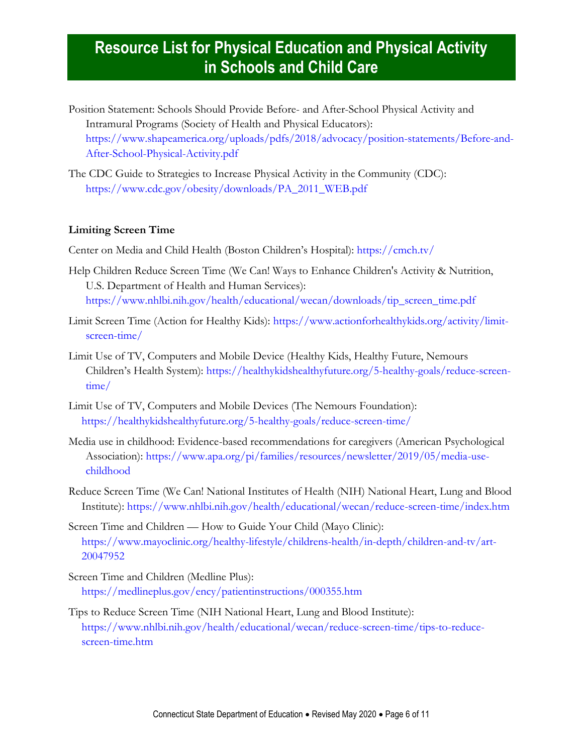# Resource List for Physical Education and Physical Activity in Schools and Child Care

Position Statement: Schools Should Provide Before- and After-School Physical Activity and Intramural Programs (Society of Health and Physical Educators): https://www.shapeamerica.org/uploads/pdfs/2018/advocacy/position-statements/Before-and-After-School-Physical-Activity.pdf

The CDC Guide to Strategies to Increase Physical Activity in the Community (CDC): https://www.cdc.gov/obesity/downloads/PA_2011_WEB.pdf

**Limiting Screen Time**

Center on Media and Child Health (Boston Children's Hospital): https://cmch.tv/

Help Children Reduce Screen Time (We Can! Ways to Enhance Children's Activity & Nutrition, U.S. Department of Health and Human Services): https://www.nhlbi.nih.gov/health/educational/wecan/downloads/tip_screen_time.pdf

Limit Screen Time (Action for Healthy Kids): https://www.actionforhealthykids.org/activity/limit-screen-time/

Limit Use of TV, Computers and Mobile Device (Healthy Kids, Healthy Future, Nemours Children's Health System): https://healthykidshealthyfuture.org/5-healthy-goals/reduce-screen-time/

Limit Use of TV, Computers and Mobile Devices (The Nemours Foundation): https://healthykidshealthyfuture.org/5-healthy-goals/reduce-screen-time/

Media use in childhood: Evidence-based recommendations for caregivers (American Psychological Association): https://www.apa.org/pi/families/resources/newsletter/2019/05/media-use-childhood

Reduce Screen Time (We Can! National Institutes of Health (NIH) National Heart, Lung and Blood Institute): https://www.nhlbi.nih.gov/health/educational/wecan/reduce-screen-time/index.htm

Screen Time and Children — How to Guide Your Child (Mayo Clinic): https://www.mayoclinic.org/healthy-lifestyle/childrens-health/in-depth/children-and-tv/art-20047952

Screen Time and Children (Medline Plus): https://medlineplus.gov/ency/patientinstructions/000355.htm

Tips to Reduce Screen Time (NIH National Heart, Lung and Blood Institute): https://www.nhlbi.nih.gov/health/educational/wecan/reduce-screen-time/tips-to-reduce-screen-time.htm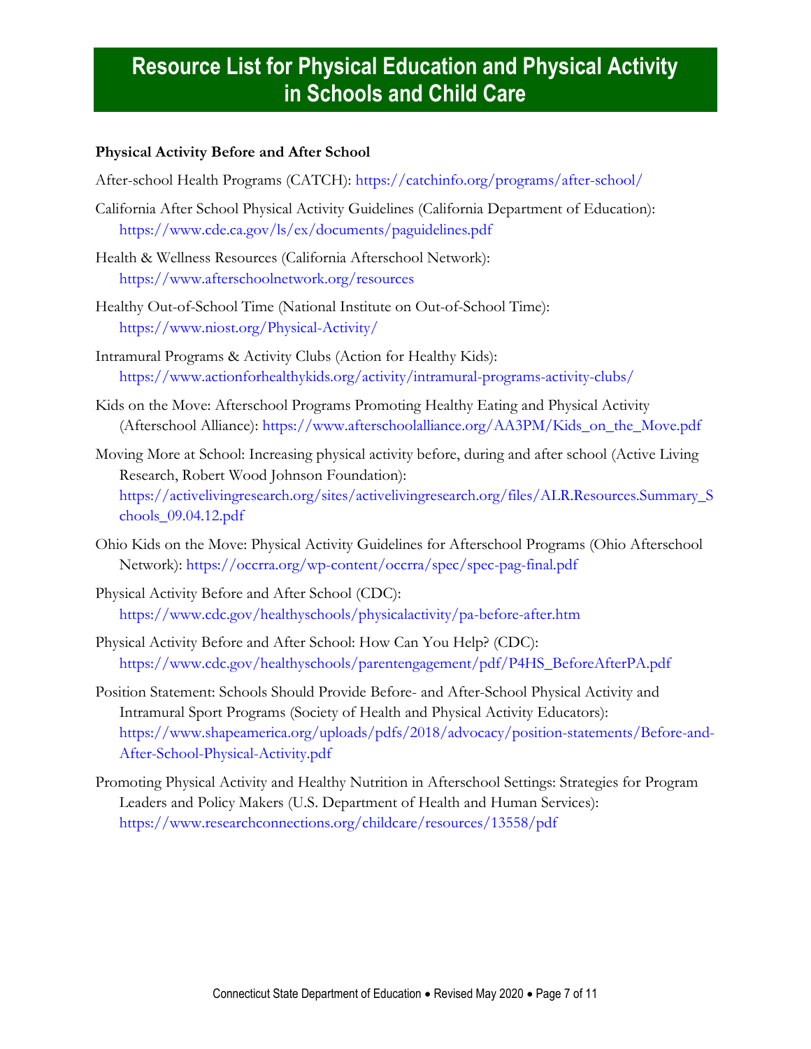# Resource List for Physical Education and Physical Activity in Schools and Child Care

**Physical Activity Before and After School**

After-school Health Programs (CATCH): https://catchinfo.org/programs/after-school/

California After School Physical Activity Guidelines (California Department of Education): https://www.cde.ca.gov/ls/ex/documents/paguidelines.pdf

Health & Wellness Resources (California Afterschool Network): https://www.afterschoolnetwork.org/resources

Healthy Out-of-School Time (National Institute on Out-of-School Time): https://www.niost.org/Physical-Activity/

Intramural Programs & Activity Clubs (Action for Healthy Kids): https://www.actionforhealthykids.org/activity/intramural-programs-activity-clubs/

Kids on the Move: Afterschool Programs Promoting Healthy Eating and Physical Activity (Afterschool Alliance): https://www.afterschoolalliance.org/AA3PM/Kids_on_the_Move.pdf

Moving More at School: Increasing physical activity before, during and after school (Active Living Research, Robert Wood Johnson Foundation): https://activelivingresearch.org/sites/activelivingresearch.org/files/ALR.Resources.Summary_Schools_09.04.12.pdf

Ohio Kids on the Move: Physical Activity Guidelines for Afterschool Programs (Ohio Afterschool Network): https://occrra.org/wp-content/occrra/spec/spec-pag-final.pdf

Physical Activity Before and After School (CDC): https://www.cdc.gov/healthyschools/physicalactivity/pa-before-after.htm

Physical Activity Before and After School: How Can You Help? (CDC): https://www.cdc.gov/healthyschools/parentengagement/pdf/P4HS_BeforeAfterPA.pdf

Position Statement: Schools Should Provide Before- and After-School Physical Activity and Intramural Sport Programs (Society of Health and Physical Activity Educators): https://www.shapeamerica.org/uploads/pdfs/2018/advocacy/position-statements/Before-and-After-School-Physical-Activity.pdf

Promoting Physical Activity and Healthy Nutrition in Afterschool Settings: Strategies for Program Leaders and Policy Makers (U.S. Department of Health and Human Services): https://www.researchconnections.org/childcare/resources/13558/pdf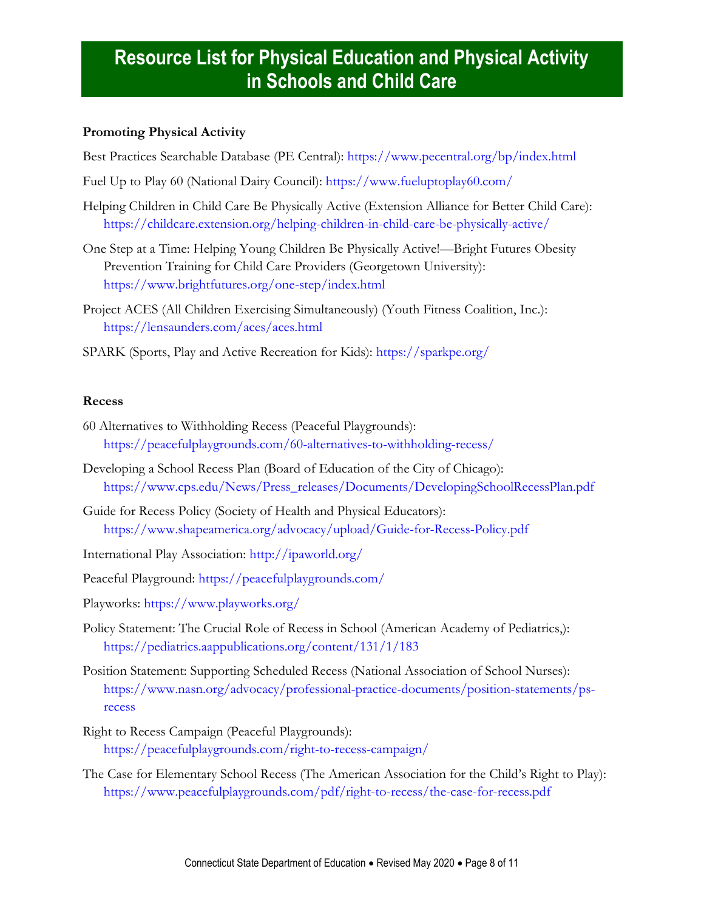# Resource List for Physical Education and Physical Activity in Schools and Child Care

**Promoting Physical Activity**

Best Practices Searchable Database (PE Central): https://www.pecentral.org/bp/index.html

Fuel Up to Play 60 (National Dairy Council): https://www.fueluptoplay60.com/

Helping Children in Child Care Be Physically Active (Extension Alliance for Better Child Care): https://childcare.extension.org/helping-children-in-child-care-be-physically-active/

One Step at a Time: Helping Young Children Be Physically Active!—Bright Futures Obesity Prevention Training for Child Care Providers (Georgetown University): https://www.brightfutures.org/one-step/index.html

Project ACES (All Children Exercising Simultaneously) (Youth Fitness Coalition, Inc.): https://lensaunders.com/aces/aces.html

SPARK (Sports, Play and Active Recreation for Kids): https://sparkpe.org/

**Recess**

60 Alternatives to Withholding Recess (Peaceful Playgrounds): https://peacefulplaygrounds.com/60-alternatives-to-withholding-recess/

Developing a School Recess Plan (Board of Education of the City of Chicago): https://www.cps.edu/News/Press_releases/Documents/DevelopingSchoolRecessPlan.pdf

Guide for Recess Policy (Society of Health and Physical Educators): https://www.shapeamerica.org/advocacy/upload/Guide-for-Recess-Policy.pdf

International Play Association: http://ipaworld.org/

Peaceful Playground: https://peacefulplaygrounds.com/

Playworks: https://www.playworks.org/

Policy Statement: The Crucial Role of Recess in School (American Academy of Pediatrics,): https://pediatrics.aappublications.org/content/131/1/183

Position Statement: Supporting Scheduled Recess (National Association of School Nurses): https://www.nasn.org/advocacy/professional-practice-documents/position-statements/ps-recess

Right to Recess Campaign (Peaceful Playgrounds): https://peacefulplaygrounds.com/right-to-recess-campaign/

The Case for Elementary School Recess (The American Association for the Child's Right to Play): https://www.peacefulplaygrounds.com/pdf/right-to-recess/the-case-for-recess.pdf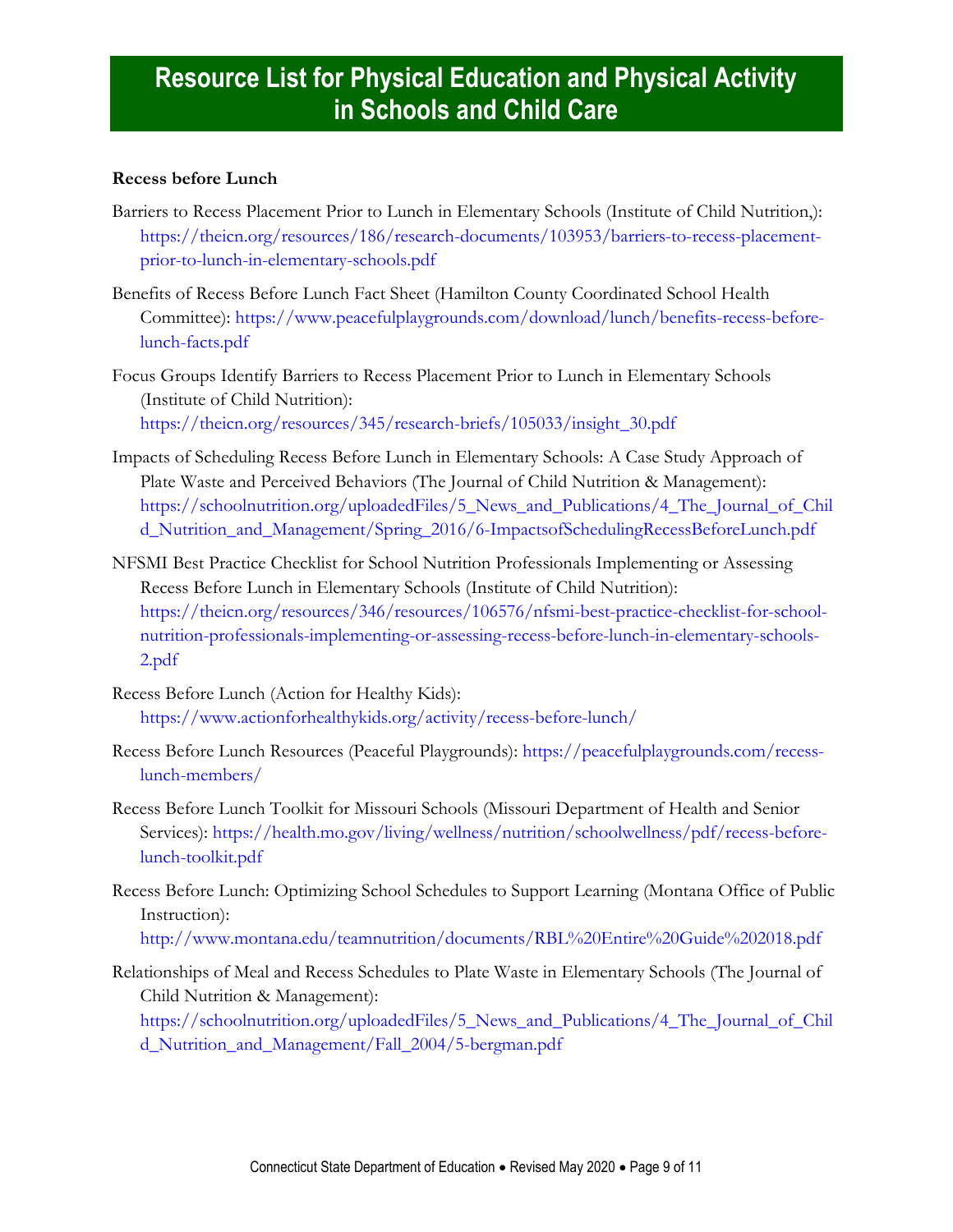# Resource List for Physical Education and Physical Activity in Schools and Child Care

**Recess before Lunch**

Barriers to Recess Placement Prior to Lunch in Elementary Schools (Institute of Child Nutrition,): https://theicn.org/resources/186/research-documents/103953/barriers-to-recess-placement-prior-to-lunch-in-elementary-schools.pdf

Benefits of Recess Before Lunch Fact Sheet (Hamilton County Coordinated School Health Committee): https://www.peacefulplaygrounds.com/download/lunch/benefits-recess-before-lunch-facts.pdf

Focus Groups Identify Barriers to Recess Placement Prior to Lunch in Elementary Schools (Institute of Child Nutrition): https://theicn.org/resources/345/research-briefs/105033/insight_30.pdf

Impacts of Scheduling Recess Before Lunch in Elementary Schools: A Case Study Approach of Plate Waste and Perceived Behaviors (The Journal of Child Nutrition & Management): https://schoolnutrition.org/uploadedFiles/5_News_and_Publications/4_The_Journal_of_Child_Nutrition_and_Management/Spring_2016/6-ImpactsofSchedulingRecessBeforeLunch.pdf

NFSMI Best Practice Checklist for School Nutrition Professionals Implementing or Assessing Recess Before Lunch in Elementary Schools (Institute of Child Nutrition): https://theicn.org/resources/346/resources/106576/nfsmi-best-practice-checklist-for-school-nutrition-professionals-implementing-or-assessing-recess-before-lunch-in-elementary-schools-2.pdf

Recess Before Lunch (Action for Healthy Kids): https://www.actionforhealthykids.org/activity/recess-before-lunch/

Recess Before Lunch Resources (Peaceful Playgrounds): https://peacefulplaygrounds.com/recess-lunch-members/

Recess Before Lunch Toolkit for Missouri Schools (Missouri Department of Health and Senior Services): https://health.mo.gov/living/wellness/nutrition/schoolwellness/pdf/recess-before-lunch-toolkit.pdf

Recess Before Lunch: Optimizing School Schedules to Support Learning (Montana Office of Public Instruction): http://www.montana.edu/teamnutrition/documents/RBL%20Entire%20Guide%202018.pdf

Relationships of Meal and Recess Schedules to Plate Waste in Elementary Schools (The Journal of Child Nutrition & Management): https://schoolnutrition.org/uploadedFiles/5_News_and_Publications/4_The_Journal_of_Child_Nutrition_and_Management/Fall_2004/5-bergman.pdf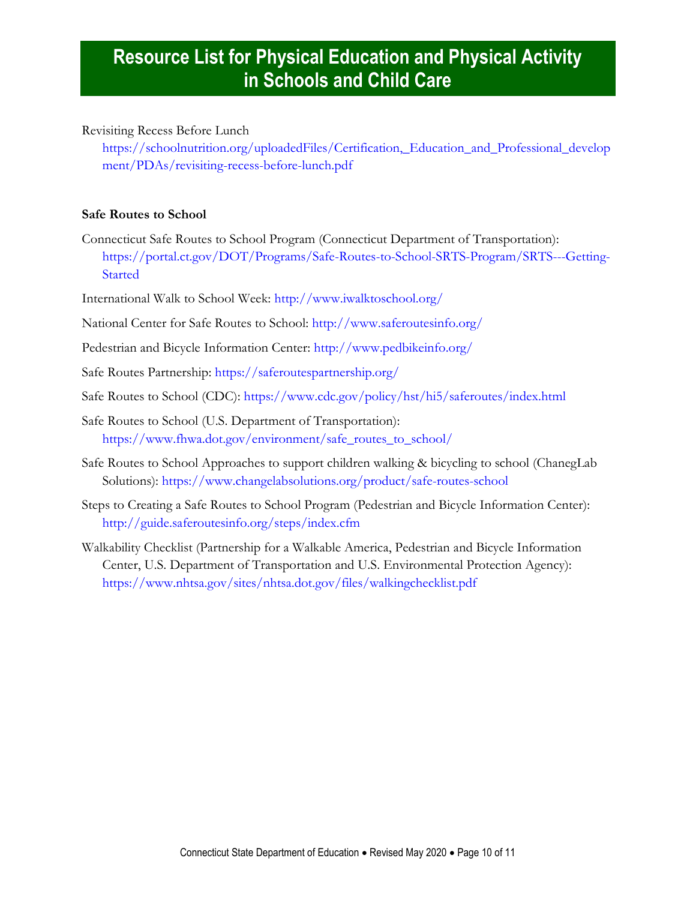# Resource List for Physical Education and Physical Activity in Schools and Child Care

Revisiting Recess Before Lunch
https://schoolnutrition.org/uploadedFiles/Certification,_Education_and_Professional_development/PDAs/revisiting-recess-before-lunch.pdf

**Safe Routes to School**

Connecticut Safe Routes to School Program (Connecticut Department of Transportation): https://portal.ct.gov/DOT/Programs/Safe-Routes-to-School-SRTS-Program/SRTS---Getting-Started

International Walk to School Week: http://www.iwalktoschool.org/

National Center for Safe Routes to School: http://www.saferoutesinfo.org/

Pedestrian and Bicycle Information Center: http://www.pedbikeinfo.org/

Safe Routes Partnership: https://saferoutespartnership.org/

Safe Routes to School (CDC): https://www.cdc.gov/policy/hst/hi5/saferoutes/index.html

Safe Routes to School (U.S. Department of Transportation): https://www.fhwa.dot.gov/environment/safe_routes_to_school/

Safe Routes to School Approaches to support children walking & bicycling to school (ChanegLab Solutions): https://www.changelabsolutions.org/product/safe-routes-school

Steps to Creating a Safe Routes to School Program (Pedestrian and Bicycle Information Center): http://guide.saferoutesinfo.org/steps/index.cfm

Walkability Checklist (Partnership for a Walkable America, Pedestrian and Bicycle Information Center, U.S. Department of Transportation and U.S. Environmental Protection Agency): https://www.nhtsa.gov/sites/nhtsa.dot.gov/files/walkingchecklist.pdf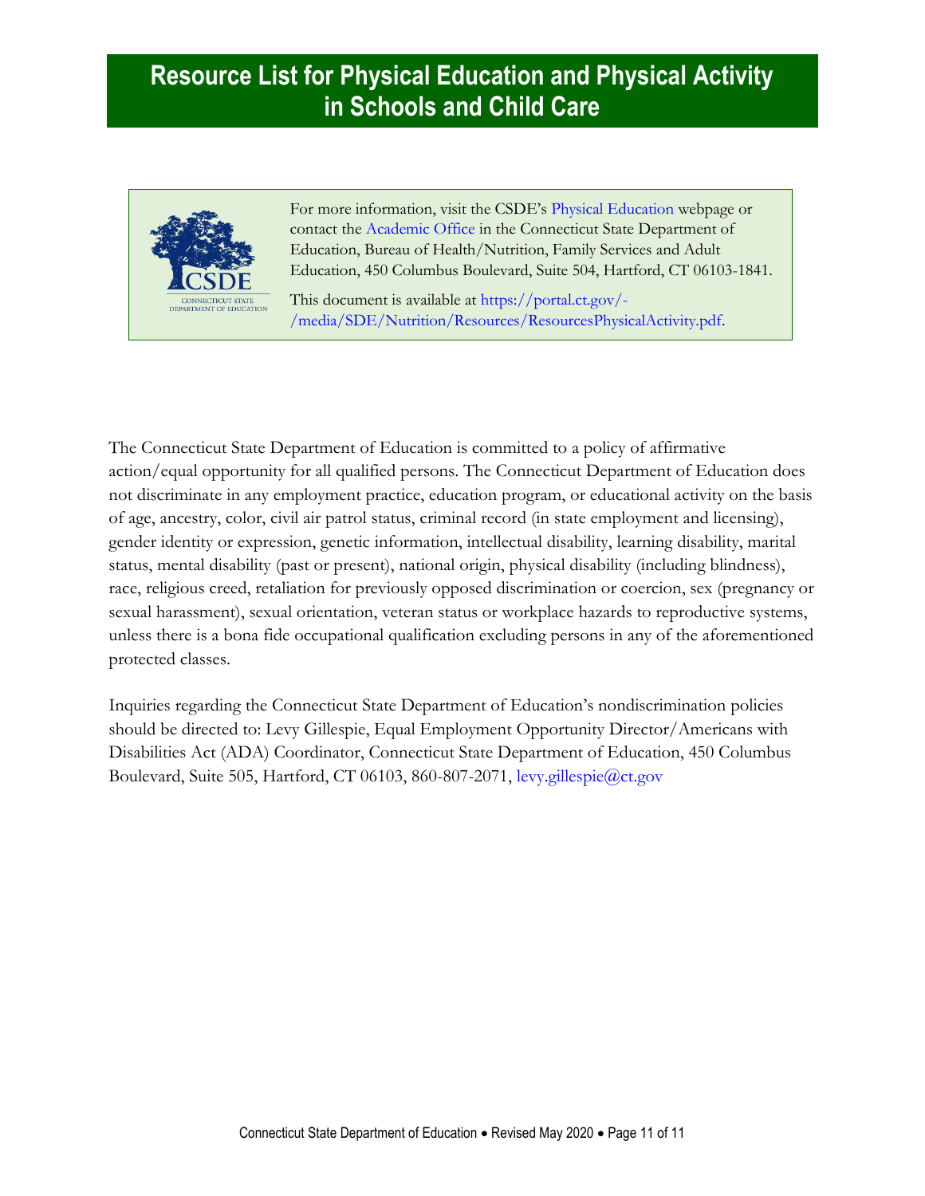# Resource List for Physical Education and Physical Activity in Schools and Child Care

For more information, visit the CSDE's Physical Education webpage or contact the Academic Office in the Connecticut State Department of Education, Bureau of Health/Nutrition, Family Services and Adult Education, 450 Columbus Boulevard, Suite 504, Hartford, CT 06103-1841.

This document is available at https://portal.ct.gov/-/media/SDE/Nutrition/Resources/ResourcesPhysicalActivity.pdf.

The Connecticut State Department of Education is committed to a policy of affirmative action/equal opportunity for all qualified persons. The Connecticut Department of Education does not discriminate in any employment practice, education program, or educational activity on the basis of age, ancestry, color, civil air patrol status, criminal record (in state employment and licensing), gender identity or expression, genetic information, intellectual disability, learning disability, marital status, mental disability (past or present), national origin, physical disability (including blindness), race, religious creed, retaliation for previously opposed discrimination or coercion, sex (pregnancy or sexual harassment), sexual orientation, veteran status or workplace hazards to reproductive systems, unless there is a bona fide occupational qualification excluding persons in any of the aforementioned protected classes.

Inquiries regarding the Connecticut State Department of Education's nondiscrimination policies should be directed to: Levy Gillespie, Equal Employment Opportunity Director/Americans with Disabilities Act (ADA) Coordinator, Connecticut State Department of Education, 450 Columbus Boulevard, Suite 505, Hartford, CT 06103, 860-807-2071, levy.gillespie@ct.gov